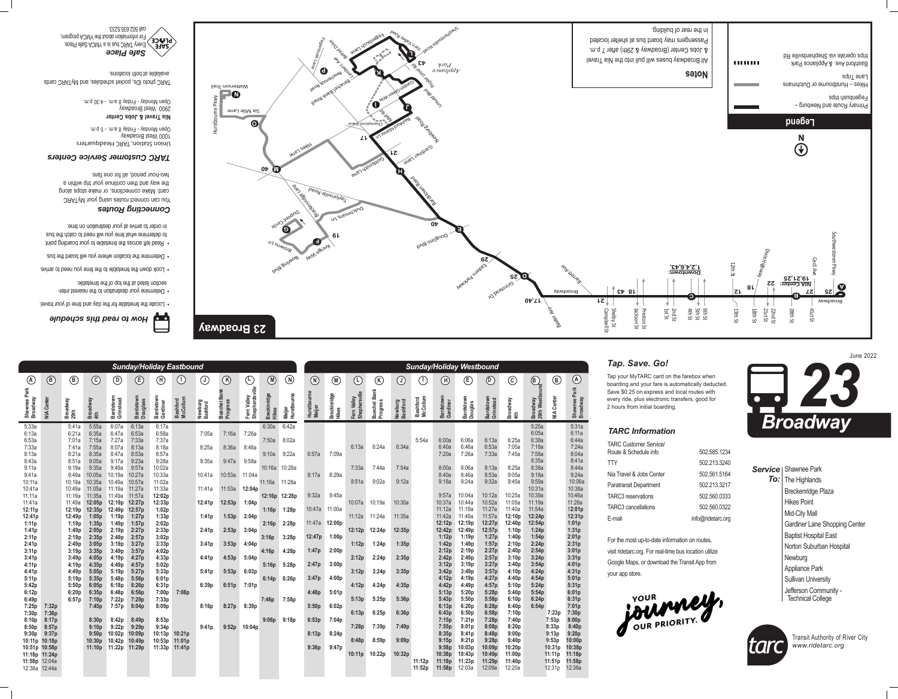# 23 Broadway

June 2022

## Legend

- Primary Route and Newburg – Fegenbush trips
- Hikes – Hurstbourne or Dutchmans Lane Trips
- Bashford Ave. & Appliance Park trips operate via Shepherdsville Rd

## Notes

All Broadway buses will pull into the Nia Travel & Jobs Center (Broadway & 29th) after 7 p.m. Passengers may board bus at shelter located in the rear of building.

## How to read this schedule

- Locate the timetable for the day and time of your travel.
- Determine your destination to the nearest intersection listed at the top of the timetable.
- Look down the timetable to the time you need to arrive.
- Determine the location where you will board the bus.
- Read left across the timetable to your boarding point to determine what time you will need to catch the bus in order to arrive at your destination on time.

## Connecting Routes

You can connect routes using your MyTARC card. Make connections, or make stops along the way and then continue your trip within a two-hour period, all for one fare.

## TARC Customer Service Centers

**Union Station, TARC Headquarters**
1000 West Broadway
Open Monday - Friday 8 a.m. - 5 p.m.

**Nia Travel & Jobs Center**
2900 West Broadway
Open Monday - Friday 8 a.m. - 4:30 p.m.

TARC photo IDs, pocket schedules, and MyTARC cards available at both locations.

## Safe Place

Every TARC bus is a YMCA Safe Place. For information about the YMCA program, call 502.635.5233.

## Sunday/Holiday Eastbound

| (A) Shawnee Park Broadway | (B) NIA Center | (B) Broadway 29th | (C) Broadway 4th | (D) Bardstown Grinstead | (E) Bardstown Douglass | (H) Bardstown Gardiner | (I) Bashford McCollum | (J) Newburg Bashford | (K) Buechel Bank Progress | (L) Fern Valley Shepherdsville | (M) Breckinridge Hikes | (N) Meijer Hurstbourne |
|---|---|---|---|---|---|---|---|---|---|---|---|---|
| 5:33a | | 5:41a | 5:55a | 6:07a | 6:13a | 6:17a | | | | | 6:30a | 6:42a |
| 6:13a | | 6:21a | 6:35a | 6:47a | 6:53a | 6:58a | | 7:05a | 7:16a | 7:26a | | |
| 6:53a | | 7:01a | 7:15a | 7:27a | 7:33a | 7:37a | | | | | 7:50a | 8:02a |
| 7:33a | | 7:41a | 7:55a | 8:07a | 8:13a | 8:18a | | 8:25a | 8:36a | 8:46a | | |
| 8:13a | | 8:21a | 8:35a | 8:47a | 8:53a | 8:57a | | | | | 9:10a | 9:22a |
| 8:43a | | 8:51a | 9:05a | 9:17a | 9:23a | 9:28a | | 9:35a | 9:47a | 9:58a | | |
| 9:11a | | 9:19a | 9:35a | 9:49a | 9:57a | 10:02a | | | | | 10:16a | 10:28a |
| 9:41a | | 9:49a | 10:05a | 10:19a | 10:27a | 10:33a | | 10:41a | 10:53a | 11:04a | | |
| 10:11a | | 10:19a | 10:35a | 10:49a | 10:57a | 11:02a | | | | | 11:16a | 11:28a |
| 10:41a | | 10:49a | 11:05a | 11:19a | 11:27a | 11:33a | | 11:41a | 11:53a | 12:04p | | |
| 11:11a | | 11:19a | 11:35a | 11:49a | 11:57a | 12:02p | | | | | 12:16p | 12:28p |
| 11:41a | | 11:49a | 12:05p | 12:19p | 12:27p | 12:33p | | 12:41p | 12:53p | 1:04p | | |
| 12:11p | | 12:19p | 12:35p | 12:49p | 12:57p | 1:02p | | | | | 1:16p | 1:28p |
| 12:41p | | 12:49p | 1:05p | 1:19p | 1:27p | 1:33p | | 1:41p | 1:53p | 2:04p | | |
| 1:11p | | 1:19p | 1:35p | 1:49p | 1:57p | 2:02p | | | | | 2:16p | 2:28p |
| 1:41p | | 1:49p | 2:05p | 2:19p | 2:27p | 2:33p | | 2:41p | 2:53p | 3:04p | | |
| 2:11p | | 2:19p | 2:35p | 2:49p | 2:57p | 3:02p | | | | | 3:16p | 3:28p |
| 2:41p | | 2:49p | 3:05p | 3:19p | 3:27p | 3:33p | | 3:41p | 3:53p | 4:04p | | |
| 3:11p | | 3:19p | 3:35p | 3:49p | 3:57p | 4:02p | | | | | 4:16p | 4:28p |
| 3:41p | | 3:49p | 4:05p | 4:19p | 4:27p | 4:33p | | 4:41p | 4:53p | 5:04p | | |
| 4:11p | | 4:19p | 4:35p | 4:49p | 4:57p | 5:02p | | | | | 5:16p | 5:28p |
| 4:41p | | 4:49p | 5:05p | 5:19p | 5:27p | 5:33p | | 5:41p | 5:53p | 6:03p | | |
| 5:11p | | 5:19p | 5:35p | 5:48p | 5:56p | 6:01p | | | | | 6:14p | 6:26p |
| 5:42p | | 5:50p | 6:05p | 6:18p | 6:26p | 6:31p | | 6:39p | 6:51p | 7:01p | | |
| 6:12p | | 6:20p | 6:35p | 6:48p | 6:56p | 7:00p | 7:08p | | | | | |
| 6:49p | | 6:57p | 7:10p | 7:22p | 7:29p | 7:33p | | | | | 7:46p | 7:58p |
| 7:25p | 7:32p | | 7:45p | 7:57p | 8:04p | 8:09p | | 8:16p | 8:27p | 8:39p | | |
| 7:30p | 7:36p | | | | | | | | | | | |
| 8:10p | 8:17p | | 8:30p | 8:42p | 8:49p | 8:53p | | | | | 9:06p | 9:18p |
| 8:50p | 8:57p | | 9:10p | 9:22p | 9:29p | 9:34p | | 9:41p | 9:52p | 10:04p | | |
| 9:30p | 9:37p | | 9:50p | 10:02p | 10:09p | 10:13p | 10:21p | | | | | |
| 10:11p | 10:18p | | 10:30p | 10:42p | 10:49p | 10:53p | 11:01p | | | | | |
| 10:51p | 10:58p | | 11:10p | 11:22p | 11:29p | 11:33p | 11:41p | | | | | |
| 11:18p | 11:24p | | | | | | | | | | | |
| 11:58p | 12:04a | | | | | | | | | | | |
| 12:38a | 12:44a | | | | | | | | | | | |

## Sunday/Holiday Westbound

| (N) Hurstbourne Meijer | (M) Breckinridge Hikes | (L) Fern Valley Shepherdsville | (K) Buechel Bank Progress | (J) Newburg Bashford | (I) Bashford McCollum | (H) Bardstown Gardiner | (E) Bardstown Douglas | (D) Bardstown Grinstead | (C) Broadway 4th | (B) Broadway 29th Westbound | (B) NIA Center | (A) Shawnee Park Broadway |
|---|---|---|---|---|---|---|---|---|---|---|---|---|
| | | | | | | | | | | 5:25a | | 5:31a |
| | | | | | | | | | | 6:05a | | 6:11a |
| | | | | | 5:54a | 6:00a | 6:06a | 6:13a | 6:25a | 6:38a | | 6:44a |
| | | 6:13a | 6:24a | 6:34a | | 6:40a | 6:46a | 6:53a | 7:05a | 7:18a | | 7:24a |
| 6:57a | 7:09a | | | | | 7:20a | 7:26a | 7:33a | 7:45a | 7:58a | | 8:04a |
| | | | | | | | | | | 8:35a | | 8:41a |
| | | 7:33a | 7:44a | 7:54a | | 8:00a | 8:06a | 8:13a | 8:25a | 8:38a | | 8:44a |
| 8:17a | 8:29a | | | | | 8:40a | 8:46a | 8:53a | 9:05a | 9:18a | | 9:24a |
| | | 8:51a | 9:02a | 9:12a | | 9:18a | 9:24a | 9:32a | 9:45a | 9:59a | | 10:06a |
| | | | | | | | | | | 10:31a | | 10:38a |
| 9:32a | 9:45a | | | | | 9:57a | 10:04a | 10:12a | 10:25a | 10:39a | | 10:46a |
| | | 10:07a | 10:19a | 10:30a | | 10:37a | 10:44a | 10:52a | 11:05a | 11:19a | | 11:26a |
| 10:47a | 11:00a | | | | | 11:12a | 11:19a | 11:27a | 11:40a | 11:54a | | 12:01p |
| | | 11:12a | 11:24a | 11:35a | | 11:42a | 11:49a | 11:57a | 12:10p | 12:24p | | 12:31p |
| 11:47a | 12:00p | | | | | 12:12p | 12:19p | 12:27p | 12:40p | 12:54p | | 1:01p |
| | | 12:12p | 12:24p | 12:35p | | 12:42p | 12:49p | 12:57p | 1:10p | 1:24p | | 1:31p |
| 12:47p | 1:00p | | | | | 1:12p | 1:19p | 1:27p | 1:40p | 1:54p | | 2:01p |
| | | 1:12p | 1:24p | 1:35p | | 1:42p | 1:49p | 1:57p | 2:10p | 2:24p | | 2:31p |
| 1:47p | 2:00p | | | | | 2:12p | 2:19p | 2:27p | 2:40p | 2:54p | | 3:01p |
| | | 2:12p | 2:24p | 2:35p | | 2:42p | 2:49p | 2:57p | 3:10p | 3:24p | | 3:31p |
| 2:47p | 3:00p | | | | | 3:12p | 3:19p | 3:27p | 3:40p | 3:54p | | 4:01p |
| | | 3:12p | 3:24p | 3:35p | | 3:42p | 3:49p | 3:57p | 4:10p | 4:24p | | 4:31p |
| 3:47p | 4:00p | | | | | 4:12p | 4:19p | 4:27p | 4:40p | 4:54p | | 5:01p |
| | | 4:12p | 4:24p | 4:35p | | 4:42p | 4:49p | 4:57p | 5:10p | 5:24p | | 5:31p |
| 4:48p | 5:01p | | | | | 5:13p | 5:20p | 5:28p | 5:40p | 5:54p | | 6:01p |
| | | 5:13p | 5:25p | 5:36p | | 5:43p | 5:50p | 5:58p | 6:10p | 6:24p | | 6:31p |
| 5:50p | 6:02p | | | | | 6:13p | 6:20p | 6:28p | 6:40p | 6:54p | | 7:01p |
| | | 6:13p | 6:25p | 6:36p | | 6:43p | 6:50p | 6:58p | 7:10p | | 7:23p | 7:30p |
| 6:53p | 7:04p | | | | | 7:15p | 7:21p | 7:28p | 7:40p | | 7:53p | 8:00p |
| | | 7:28p | 7:39p | 7:49p | | 7:55p | 8:01p | 8:08p | 8:20p | | 8:33p | 8:40p |
| 8:13p | 8:24p | | | | | 8:35p | 8:41p | 8:48p | 9:00p | | 9:13p | 9:20p |
| | | 8:48p | 8:59p | 9:09p | | 9:15p | 9:21p | 9:28p | 9:40p | | 9:53p | 10:00p |
| 9:36p | 9:47p | | | | | 9:58p | 10:03p | 10:09p | 10:20p | | 10:31p | 10:38p |
| | | 10:11p | 10:22p | 10:32p | | 10:38p | 10:43p | 10:49p | 11:00p | | 11:11p | 11:18p |
| | | | | | 11:12p | 11:18p | 11:23p | 11:29p | 11:40p | | 11:51p | 11:58p |
| | | | | | 11:52p | 11:58p | 12:03a | 12:09a | 12:20a | | 12:31p | 12:38a |

## Tap. Save. Go!

Tap your MyTARC card on the farebox when boarding and your fare is automatically deducted. Save $0.25 on express and local routes with every ride, plus electronic transfers, good for 2 hours from initial boarding.

## TARC Information

| | |
|---|---|
| TARC Customer Service/ Route & Schedule info | 502.585.1234 |
| TTY | 502.213.3240 |
| Nia Travel & Jobs Center | 502.561.5164 |
| Paratransit Department | 502.213.3217 |
| TARC3 reservations | 502.560.0333 |
| TARC3 cancellations | 502.560.0322 |
| E-mail | info@ridetarc.org |

For the most up-to-date information on routes, visit ridetarc.org. For real-time bus location utilize Google Maps, or download the Transit App from your app store.

YOUR journey, OUR PRIORITY.

# 23 Broadway

**Service To:**
- Shawnee Park
- The Highlands
- Breckenridge Plaza
- Hikes Point
- Mid-City Mall
- Gardiner Lane Shopping Center
- Baptist Hospital East
- Norton Suburban Hospital
- Newburg
- Appliance Park
- Sullivan University
- Jefferson Community - Technical College

Transit Authority of River City
www.ridetarc.org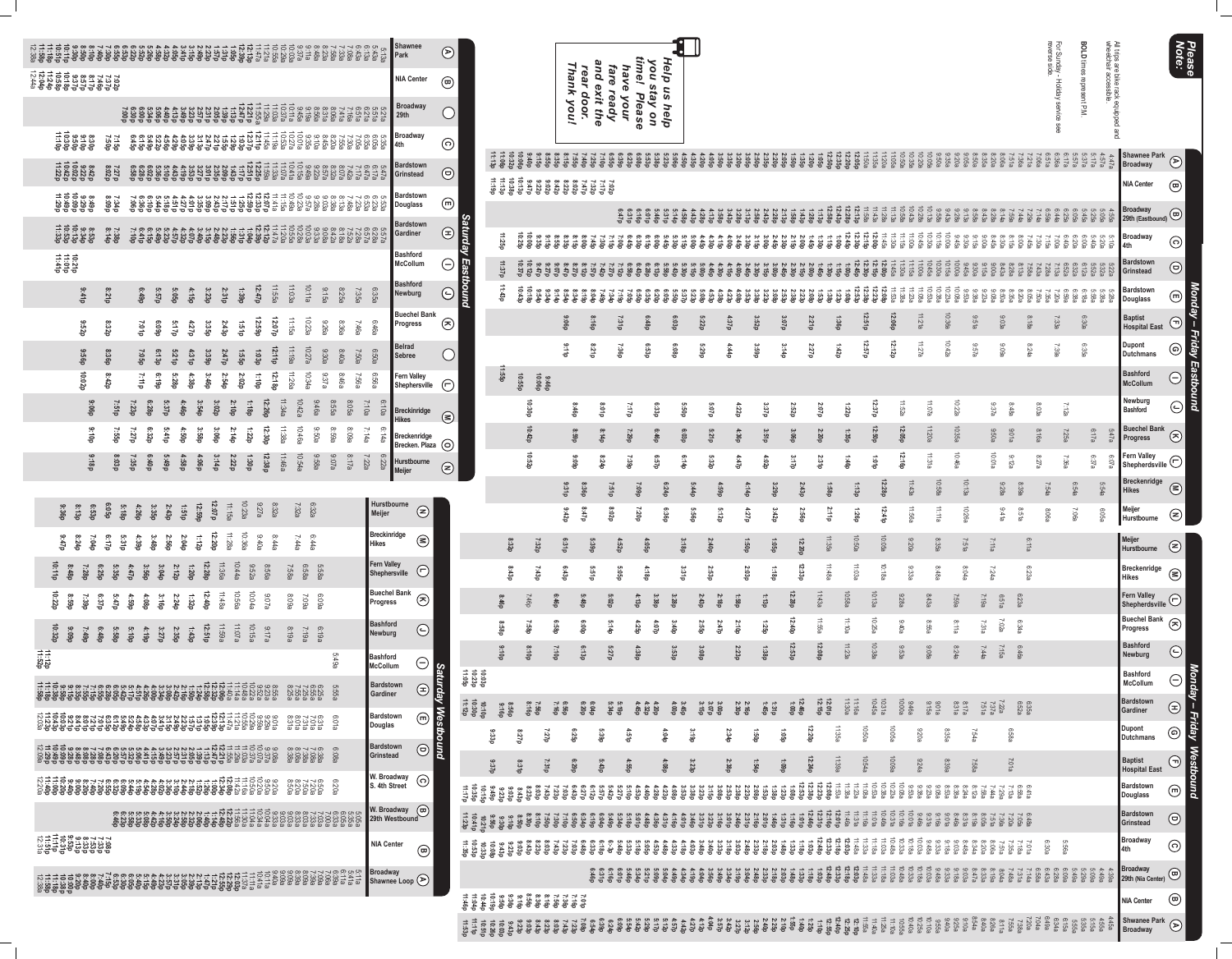**Please Note:**

All trips are bike rack equipped and wheelchair accessible.

**BOLD** times represent P.M.

For Sunday - Holiday service see reverse side.

***Help us help you stay on time! Please have your fare ready and exit the rear door. Thank you!***

## Monday – Friday Eastbound

| Shawnee Park Broadway (A) | NIA Center (B) | Broadway 29th (Eastbound) (B) | Broadway 4th (C) | Bardstown Grinstead (D) | Bardstown Douglass (E) | Baptist Hospital East (F) | Dupont Dutchmans (G) | Bashford McCollum (I) | Newburg Bashford (J) | Buechel Bank Progress (K) | Fern Valley Shepherdsville (L) | Breckenridge Hikes (M) | Meijer Hurstbourne (N) |
|---|---|---|---|---|---|---|---|---|---|---|---|---|---|

## Monday – Friday Westbound

| Meijer Hurstbourne (N) | Breckenridge Hikes (M) | Fern Valley Shepherdsville (L) | Buechel Bank Progress (K) | Bashford Newburg (J) | Bashford McCollum (I) | Bardstown Gardiner (H) | Dupont Dutchmans (G) | Baptist Hospital East (F) | Bardstown Douglass (E) | Bardstown Grinstead (D) | Broadway 4th (C) | Broadway 29th (NIA Center) (B) | NIA Center (B) | Shawnee Park Broadway (A) |
|---|---|---|---|---|---|---|---|---|---|---|---|---|---|---|

## Saturday Eastbound

| Shawnee Park (A) | NIA Center (B) | Broadway 29th | Broadway 4th (C) | Bardstown Grinstead (D) | Bardstown Douglas (E) | Bardstown Gardiner (H) | Bashford McCollum (I) | Bashford Newburg (J) | Buechel Bank Progress (K) | Beirad Sebree | Fern Valley Shephersville (L) | Breckinridge Hikes (M) | Breckenridge Brecken. Plaza (O) | Hurstbourne Meijer (N) |
|---|---|---|---|---|---|---|---|---|---|---|---|---|---|---|

## Saturday Westbound

| Hurstbourne Meijer (N) | Breckinridge Hikes (M) | Fern Valley Shephersville (L) | Buechel Bank Progress (K) | Bashford Newburg (J) | Bashford McCollum (I) | Bardstown Gardiner (H) | Bardstown Douglas (E) | Bardstown Grinstead (D) | W. Broadway S. 4th Street (C) | W. Broadway 29th Westbound (B) | NIA Center (B) | Broadway Shawnee Loop (A) |
|---|---|---|---|---|---|---|---|---|---|---|---|---|